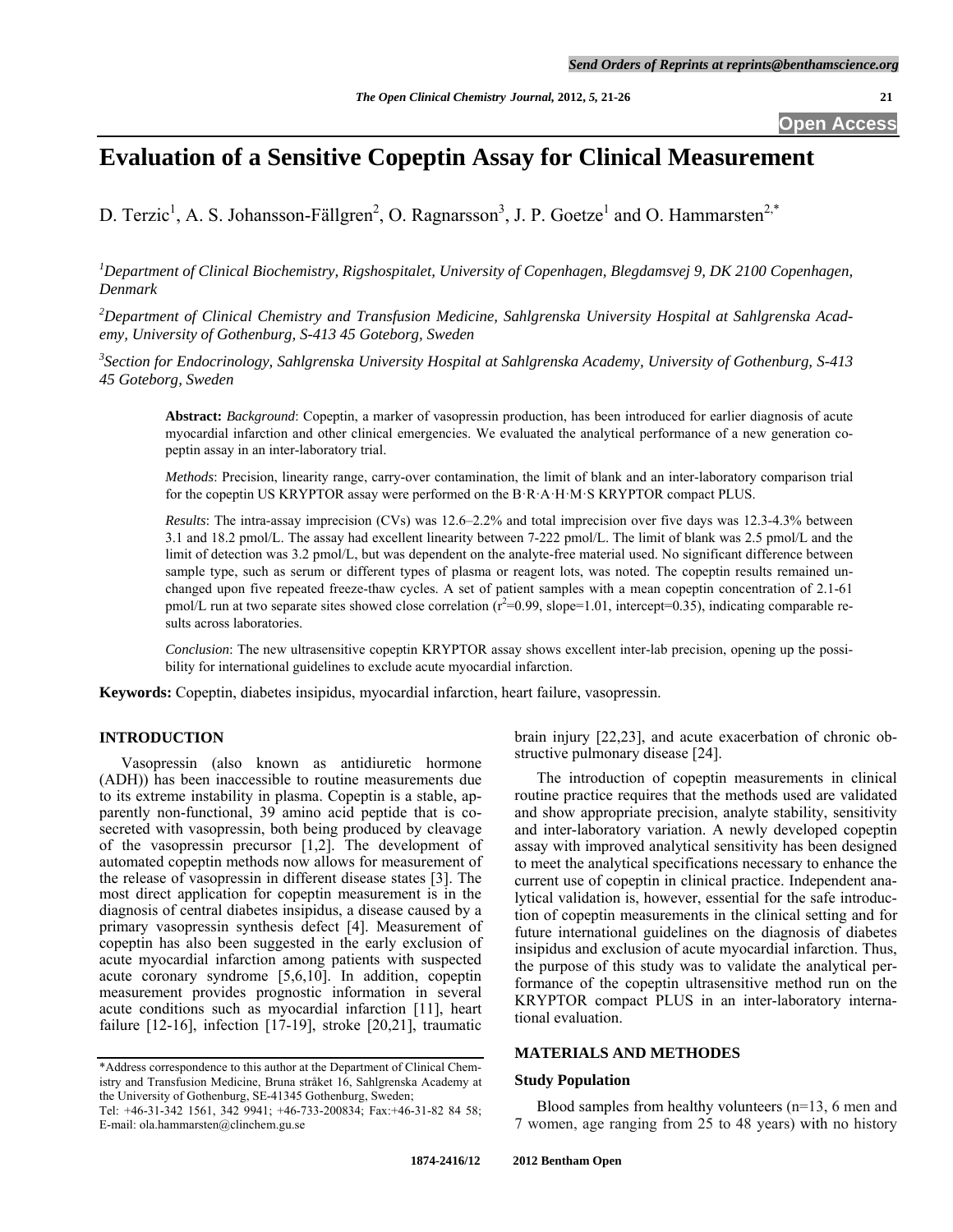# Evaluation of a Sensitive Copeptin Assay for Clinical Measurement

D. Terzic[1], A. S. Johansson-Fällgren[2], O. Ragnarsson[3], J. P. Goetze[1] and O. Hammarsten[2,*]

[1]*Department of Clinical Biochemistry, Rigshospitalet, University of Copenhagen, Blegdamsvej 9, DK 2100 Copenhagen, Denmark*

[2]*Department of Clinical Chemistry and Transfusion Medicine, Sahlgrenska University Hospital at Sahlgrenska Academy, University of Gothenburg, S-413 45 Goteborg, Sweden*

[3]*Section for Endocrinology, Sahlgrenska University Hospital at Sahlgrenska Academy, University of Gothenburg, S-413 45 Goteborg, Sweden*

**Abstract:** *Background*: Copeptin, a marker of vasopressin production, has been introduced for earlier diagnosis of acute myocardial infarction and other clinical emergencies. We evaluated the analytical performance of a new generation copeptin assay in an inter-laboratory trial.

*Methods*: Precision, linearity range, carry-over contamination, the limit of blank and an inter-laboratory comparison trial for the copeptin US KRYPTOR assay were performed on the B·R·A·H·M·S KRYPTOR compact PLUS.

*Results*: The intra-assay imprecision (CVs) was 12.6–2.2% and total imprecision over five days was 12.3-4.3% between 3.1 and 18.2 pmol/L. The assay had excellent linearity between 7-222 pmol/L. The limit of blank was 2.5 pmol/L and the limit of detection was 3.2 pmol/L, but was dependent on the analyte-free material used. No significant difference between sample type, such as serum or different types of plasma or reagent lots, was noted. The copeptin results remained unchanged upon five repeated freeze-thaw cycles. A set of patient samples with a mean copeptin concentration of 2.1-61 pmol/L run at two separate sites showed close correlation ($r^2$=0.99, slope=1.01, intercept=0.35), indicating comparable results across laboratories.

*Conclusion*: The new ultrasensitive copeptin KRYPTOR assay shows excellent inter-lab precision, opening up the possibility for international guidelines to exclude acute myocardial infarction.

**Keywords:** Copeptin, diabetes insipidus, myocardial infarction, heart failure, vasopressin.

## INTRODUCTION

Vasopressin (also known as antidiuretic hormone (ADH)) has been inaccessible to routine measurements due to its extreme instability in plasma. Copeptin is a stable, apparently non-functional, 39 amino acid peptide that is co-secreted with vasopressin, both being produced by cleavage of the vasopressin precursor [1,2]. The development of automated copeptin methods now allows for measurement of the release of vasopressin in different disease states [3]. The most direct application for copeptin measurement is in the diagnosis of central diabetes insipidus, a disease caused by a primary vasopressin synthesis defect [4]. Measurement of copeptin has also been suggested in the early exclusion of acute myocardial infarction among patients with suspected acute coronary syndrome [5,6,10]. In addition, copeptin measurement provides prognostic information in several acute conditions such as myocardial infarction [11], heart failure [12-16], infection [17-19], stroke [20,21], traumatic brain injury [22,23], and acute exacerbation of chronic obstructive pulmonary disease [24].

The introduction of copeptin measurements in clinical routine practice requires that the methods used are validated and show appropriate precision, analyte stability, sensitivity and inter-laboratory variation. A newly developed copeptin assay with improved analytical sensitivity has been designed to meet the analytical specifications necessary to enhance the current use of copeptin in clinical practice. Independent analytical validation is, however, essential for the safe introduction of copeptin measurements in the clinical setting and for future international guidelines on the diagnosis of diabetes insipidus and exclusion of acute myocardial infarction. Thus, the purpose of this study was to validate the analytical performance of the copeptin ultrasensitive method run on the KRYPTOR compact PLUS in an inter-laboratory international evaluation.

## MATERIALS AND METHODES

### Study Population

Blood samples from healthy volunteers (n=13, 6 men and 7 women, age ranging from 25 to 48 years) with no history

*Address correspondence to this author at the Department of Clinical Chemistry and Transfusion Medicine, Bruna stråket 16, Sahlgrenska Academy at the University of Gothenburg, SE-41345 Gothenburg, Sweden; Tel: +46-31-342 1561, 342 9941; +46-733-200834; Fax:+46-31-82 84 58; E-mail: ola.hammarsten@clinchem.gu.se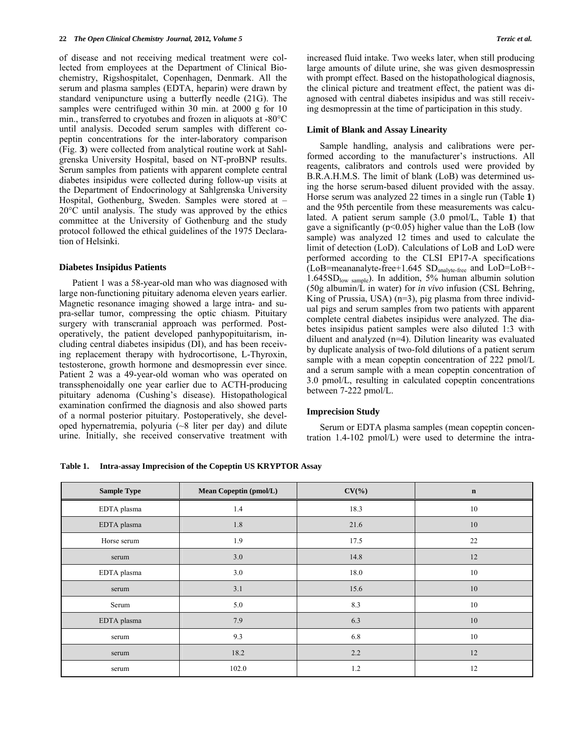of disease and not receiving medical treatment were collected from employees at the Department of Clinical Biochemistry, Rigshospitalet, Copenhagen, Denmark. All the serum and plasma samples (EDTA, heparin) were drawn by standard venipuncture using a butterfly needle (21G). The samples were centrifuged within 30 min. at 2000 g for 10 min., transferred to cryotubes and frozen in aliquots at -80°C until analysis. Decoded serum samples with different copeptin concentrations for the inter-laboratory comparison (Fig. **3**) were collected from analytical routine work at Sahlgrenska University Hospital, based on NT-proBNP results. Serum samples from patients with apparent complete central diabetes insipidus were collected during follow-up visits at the Department of Endocrinology at Sahlgrenska University Hospital, Gothenburg, Sweden. Samples were stored at –20°C until analysis. The study was approved by the ethics committee at the University of Gothenburg and the study protocol followed the ethical guidelines of the 1975 Declaration of Helsinki.

### Diabetes Insipidus Patients

Patient 1 was a 58-year-old man who was diagnosed with large non-functioning pituitary adenoma eleven years earlier. Magnetic resonance imaging showed a large intra- and supra-sellar tumor, compressing the optic chiasm. Pituitary surgery with transcranial approach was performed. Postoperatively, the patient developed panhypopituitarism, including central diabetes insipidus (DI), and has been receiving replacement therapy with hydrocortisone, L-Thyroxin, testosterone, growth hormone and desmopressin ever since. Patient 2 was a 49-year-old woman who was operated on transsphenoidally one year earlier due to ACTH-producing pituitary adenoma (Cushing's disease). Histopathological examination confirmed the diagnosis and also showed parts of a normal posterior pituitary. Postoperatively, she developed hypernatremia, polyuria (~8 liter per day) and dilute urine. Initially, she received conservative treatment with increased fluid intake. Two weeks later, when still producing large amounts of dilute urine, she was given desmospressin with prompt effect. Based on the histopathological diagnosis, the clinical picture and treatment effect, the patient was diagnosed with central diabetes insipidus and was still receiving desmopressin at the time of participation in this study.

### Limit of Blank and Assay Linearity

Sample handling, analysis and calibrations were performed according to the manufacturer's instructions. All reagents, calibrators and controls used were provided by B.R.A.H.M.S. The limit of blank (LoB) was determined using the horse serum-based diluent provided with the assay. Horse serum was analyzed 22 times in a single run (Table **1**) and the 95th percentile from these measurements was calculated. A patient serum sample (3.0 pmol/L, Table **1**) that gave a significantly ($p<0.05$) higher value than the LoB (low sample) was analyzed 12 times and used to calculate the limit of detection (LoD). Calculations of LoB and LoD were performed according to the CLSI EP17-A specifications ($LoB=mean_{analyte\text{-}free}+1.645\ SD_{analyte\text{-}free}$ and $LoD=LoB+\text{-}1.645SD_{low\ sample}$). In addition, 5% human albumin solution (50g albumin/L in water) for *in vivo* infusion (CSL Behring, King of Prussia, USA) (n=3), pig plasma from three individual pigs and serum samples from two patients with apparent complete central diabetes insipidus were analyzed. The diabetes insipidus patient samples were also diluted 1:3 with diluent and analyzed (n=4). Dilution linearity was evaluated by duplicate analysis of two-fold dilutions of a patient serum sample with a mean copeptin concentration of 222 pmol/L and a serum sample with a mean copeptin concentration of 3.0 pmol/L, resulting in calculated copeptin concentrations between 7-222 pmol/L.

### Imprecision Study

Serum or EDTA plasma samples (mean copeptin concentration 1.4-102 pmol/L) were used to determine the intra-

**Table 1. Intra-assay Imprecision of the Copeptin US KRYPTOR Assay**

| Sample Type | Mean Copeptin (pmol/L) | CV(%) | n |
|---|---|---|---|
| EDTA plasma | 1.4 | 18.3 | 10 |
| EDTA plasma | 1.8 | 21.6 | 10 |
| Horse serum | 1.9 | 17.5 | 22 |
| serum | 3.0 | 14.8 | 12 |
| EDTA plasma | 3.0 | 18.0 | 10 |
| serum | 3.1 | 15.6 | 10 |
| Serum | 5.0 | 8.3 | 10 |
| EDTA plasma | 7.9 | 6.3 | 10 |
| serum | 9.3 | 6.8 | 10 |
| serum | 18.2 | 2.2 | 12 |
| serum | 102.0 | 1.2 | 12 |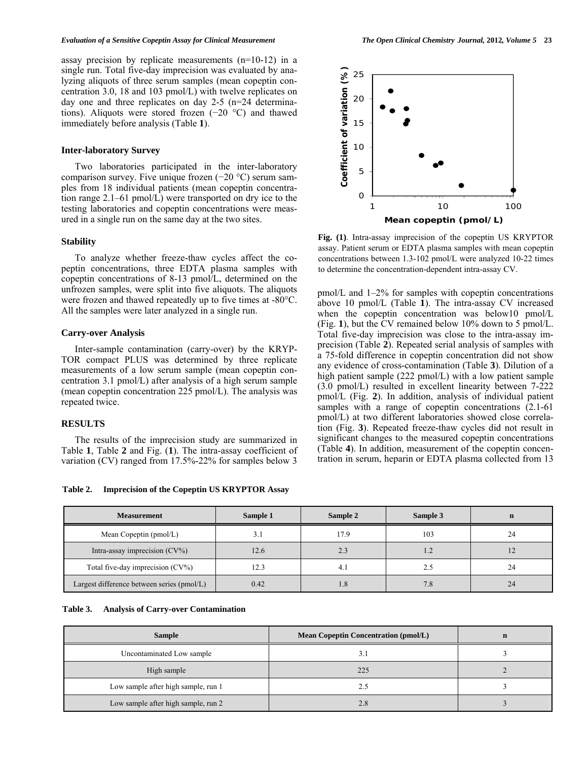assay precision by replicate measurements (n=10-12) in a single run. Total five-day imprecision was evaluated by analyzing aliquots of three serum samples (mean copeptin concentration 3.0, 18 and 103 pmol/L) with twelve replicates on day one and three replicates on day 2-5 (n=24 determinations). Aliquots were stored frozen (−20 °C) and thawed immediately before analysis (Table **1**).

### Inter-laboratory Survey

Two laboratories participated in the inter-laboratory comparison survey. Five unique frozen (−20 °C) serum samples from 18 individual patients (mean copeptin concentration range 2.1–61 pmol/L) were transported on dry ice to the testing laboratories and copeptin concentrations were measured in a single run on the same day at the two sites.

### Stability

To analyze whether freeze-thaw cycles affect the copeptin concentrations, three EDTA plasma samples with copeptin concentrations of 8-13 pmol/L, determined on the unfrozen samples, were split into five aliquots. The aliquots were frozen and thawed repeatedly up to five times at -80°C. All the samples were later analyzed in a single run.

### Carry-over Analysis

Inter-sample contamination (carry-over) by the KRYPTOR compact PLUS was determined by three replicate measurements of a low serum sample (mean copeptin concentration 3.1 pmol/L) after analysis of a high serum sample (mean copeptin concentration 225 pmol/L). The analysis was repeated twice.

## RESULTS

The results of the imprecision study are summarized in Table **1**, Table **2** and Fig. (**1**). The intra-assay coefficient of variation (CV) ranged from 17.5%-22% for samples below 3 pmol/L and 1–2% for samples with copeptin concentrations above 10 pmol/L (Table **1**). The intra-assay CV increased when the copeptin concentration was below10 pmol/L (Fig. **1**), but the CV remained below 10% down to 5 pmol/L. Total five-day imprecision was close to the intra-assay imprecision (Table **2**). Repeated serial analysis of samples with a 75-fold difference in copeptin concentration did not show any evidence of cross-contamination (Table **3**). Dilution of a high patient sample (222 pmol/L) with a low patient sample (3.0 pmol/L) resulted in excellent linearity between 7-222 pmol/L (Fig. **2**). In addition, analysis of individual patient samples with a range of copeptin concentrations (2.1-61 pmol/L) at two different laboratories showed close correlation (Fig. **3**). Repeated freeze-thaw cycles did not result in significant changes to the measured copeptin concentrations (Table **4**). In addition, measurement of the copeptin concentration in serum, heparin or EDTA plasma collected from 13

**Fig. (1)**. Intra-assay imprecision of the copeptin US KRYPTOR assay. Patient serum or EDTA plasma samples with mean copeptin concentrations between 1.3-102 pmol/L were analyzed 10-22 times to determine the concentration-dependent intra-assay CV.

**Table 2. Imprecision of the Copeptin US KRYPTOR Assay**

| Measurement | Sample 1 | Sample 2 | Sample 3 | n |
|---|---|---|---|---|
| Mean Copeptin (pmol/L) | 3.1 | 17.9 | 103 | 24 |
| Intra-assay imprecision (CV%) | 12.6 | 2.3 | 1.2 | 12 |
| Total five-day imprecision (CV%) | 12.3 | 4.1 | 2.5 | 24 |
| Largest difference between series (pmol/L) | 0.42 | 1.8 | 7.8 | 24 |

**Table 3. Analysis of Carry-over Contamination**

| Sample | Mean Copeptin Concentration (pmol/L) | n |
|---|---|---|
| Uncontaminated Low sample | 3.1 | 3 |
| High sample | 225 | 2 |
| Low sample after high sample, run 1 | 2.5 | 3 |
| Low sample after high sample, run 2 | 2.8 | 3 |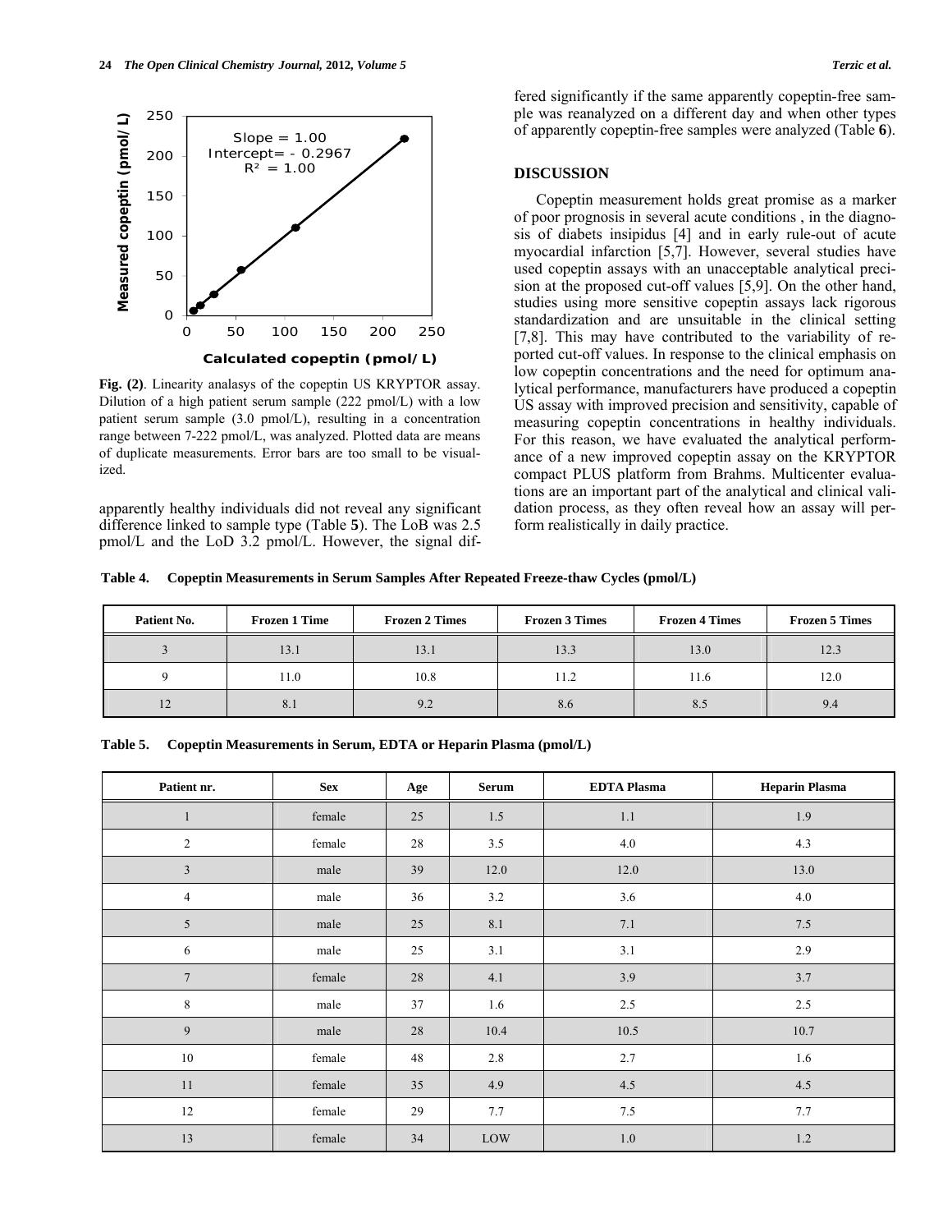Fig. (2). Linearity analasys of the copeptin US KRYPTOR assay. Dilution of a high patient serum sample (222 pmol/L) with a low patient serum sample (3.0 pmol/L), resulting in a concentration range between 7-222 pmol/L, was analyzed. Plotted data are means of duplicate measurements. Error bars are too small to be visualized.

apparently healthy individuals did not reveal any significant difference linked to sample type (Table **5**). The LoB was 2.5 pmol/L and the LoD 3.2 pmol/L. However, the signal differed significantly if the same apparently copeptin-free sample was reanalyzed on a different day and when other types of apparently copeptin-free samples were analyzed (Table **6**).

## DISCUSSION

Copeptin measurement holds great promise as a marker of poor prognosis in several acute conditions , in the diagnosis of diabets insipidus [4] and in early rule-out of acute myocardial infarction [5,7]. However, several studies have used copeptin assays with an unacceptable analytical precision at the proposed cut-off values [5,9]. On the other hand, studies using more sensitive copeptin assays lack rigorous standardization and are unsuitable in the clinical setting [7,8]. This may have contributed to the variability of reported cut-off values. In response to the clinical emphasis on low copeptin concentrations and the need for optimum analytical performance, manufacturers have produced a copeptin US assay with improved precision and sensitivity, capable of measuring copeptin concentrations in healthy individuals. For this reason, we have evaluated the analytical performance of a new improved copeptin assay on the KRYPTOR compact PLUS platform from Brahms. Multicenter evaluations are an important part of the analytical and clinical validation process, as they often reveal how an assay will perform realistically in daily practice.

**Table 4. Copeptin Measurements in Serum Samples After Repeated Freeze-thaw Cycles (pmol/L)**

| Patient No. | Frozen 1 Time | Frozen 2 Times | Frozen 3 Times | Frozen 4 Times | Frozen 5 Times |
|---|---|---|---|---|---|
| 3 | 13.1 | 13.1 | 13.3 | 13.0 | 12.3 |
| 9 | 11.0 | 10.8 | 11.2 | 11.6 | 12.0 |
| 12 | 8.1 | 9.2 | 8.6 | 8.5 | 9.4 |

**Table 5. Copeptin Measurements in Serum, EDTA or Heparin Plasma (pmol/L)**

| Patient nr. | Sex | Age | Serum | EDTA Plasma | Heparin Plasma |
|---|---|---|---|---|---|
| 1 | female | 25 | 1.5 | 1.1 | 1.9 |
| 2 | female | 28 | 3.5 | 4.0 | 4.3 |
| 3 | male | 39 | 12.0 | 12.0 | 13.0 |
| 4 | male | 36 | 3.2 | 3.6 | 4.0 |
| 5 | male | 25 | 8.1 | 7.1 | 7.5 |
| 6 | male | 25 | 3.1 | 3.1 | 2.9 |
| 7 | female | 28 | 4.1 | 3.9 | 3.7 |
| 8 | male | 37 | 1.6 | 2.5 | 2.5 |
| 9 | male | 28 | 10.4 | 10.5 | 10.7 |
| 10 | female | 48 | 2.8 | 2.7 | 1.6 |
| 11 | female | 35 | 4.9 | 4.5 | 4.5 |
| 12 | female | 29 | 7.7 | 7.5 | 7.7 |
| 13 | female | 34 | LOW | 1.0 | 1.2 |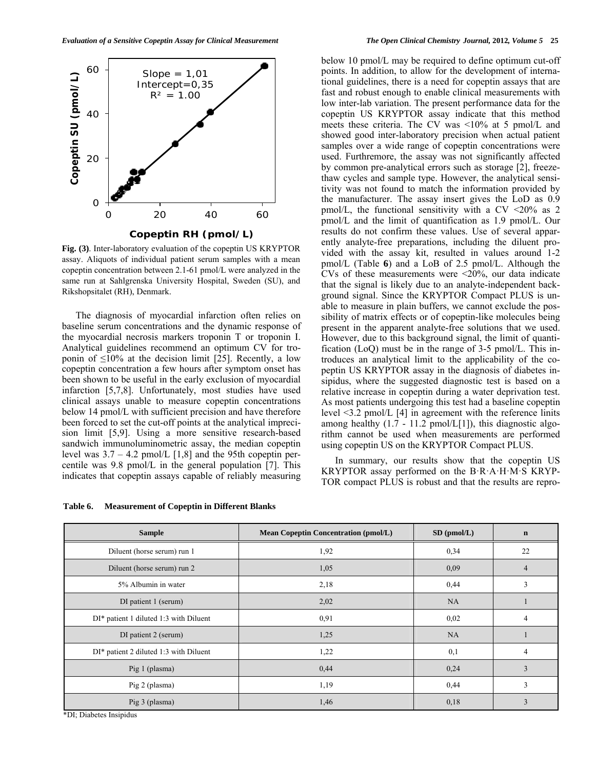Fig. (3). Inter-laboratory evaluation of the copeptin US KRYPTOR assay. Aliquots of individual patient serum samples with a mean copeptin concentration between 2.1-61 pmol/L were analyzed in the same run at Sahlgrenska University Hospital, Sweden (SU), and Rikshopsitalet (RH), Denmark.

The diagnosis of myocardial infarction often relies on baseline serum concentrations and the dynamic response of the myocardial necrosis markers troponin T or troponin I. Analytical guidelines recommend an optimum CV for troponin of ≤10% at the decision limit [25]. Recently, a low copeptin concentration a few hours after symptom onset has been shown to be useful in the early exclusion of myocardial infarction [5,7,8]. Unfortunately, most studies have used clinical assays unable to measure copeptin concentrations below 14 pmol/L with sufficient precision and have therefore been forced to set the cut-off points at the analytical imprecision limit [5,9]. Using a more sensitive research-based sandwich immunoluminometric assay, the median copeptin level was 3.7 – 4.2 pmol/L [1,8] and the 95th copeptin percentile was 9.8 pmol/L in the general population [7]. This indicates that copeptin assays capable of reliably measuring below 10 pmol/L may be required to define optimum cut-off points. In addition, to allow for the development of international guidelines, there is a need for copeptin assays that are fast and robust enough to enable clinical measurements with low inter-lab variation. The present performance data for the copeptin US KRYPTOR assay indicate that this method meets these criteria. The CV was <10% at 5 pmol/L and showed good inter-laboratory precision when actual patient samples over a wide range of copeptin concentrations were used. Furthremore, the assay was not significantly affected by common pre-analytical errors such as storage [2], freeze-thaw cycles and sample type. However, the analytical sensitivity was not found to match the information provided by the manufacturer. The assay insert gives the LoD as 0.9 pmol/L, the functional sensitivity with a CV <20% as 2 pmol/L and the limit of quantification as 1.9 pmol/L. Our results do not confirm these values. Use of several apparently analyte-free preparations, including the diluent provided with the assay kit, resulted in values around 1-2 pmol/L (Table **6**) and a LoB of 2.5 pmol/L. Although the CVs of these measurements were <20%, our data indicate that the signal is likely due to an analyte-independent background signal. Since the KRYPTOR Compact PLUS is unable to measure in plain buffers, we cannot exclude the possibility of matrix effects or of copeptin-like molecules being present in the apparent analyte-free solutions that we used. However, due to this background signal, the limit of quantification (LoQ) must be in the range of 3-5 pmol/L. This introduces an analytical limit to the applicability of the copeptin US KRYPTOR assay in the diagnosis of diabetes insipidus, where the suggested diagnostic test is based on a relative increase in copeptin during a water deprivation test. As most patients undergoing this test had a baseline copeptin level <3.2 pmol/L [4] in agreement with the reference linits among healthy (1.7 - 11.2 pmol/L[1]), this diagnostic algorithm cannot be used when measurements are performed using copeptin US on the KRYPTOR Compact PLUS.

In summary, our results show that the copeptin US KRYPTOR assay performed on the B·R·A·H·M·S KRYPTOR compact PLUS is robust and that the results are repro-

**Table 6. Measurement of Copeptin in Different Blanks**

| Sample | Mean Copeptin Concentration (pmol/L) | SD (pmol/L) | n |
|---|---|---|---|
| Diluent (horse serum) run 1 | 1,92 | 0,34 | 22 |
| Diluent (horse serum) run 2 | 1,05 | 0,09 | 4 |
| 5% Albumin in water | 2,18 | 0,44 | 3 |
| DI patient 1 (serum) | 2,02 | NA | 1 |
| DI* patient 1 diluted 1:3 with Diluent | 0,91 | 0,02 | 4 |
| DI patient 2 (serum) | 1,25 | NA | 1 |
| DI* patient 2 diluted 1:3 with Diluent | 1,22 | 0,1 | 4 |
| Pig 1 (plasma) | 0,44 | 0,24 | 3 |
| Pig 2 (plasma) | 1,19 | 0,44 | 3 |
| Pig 3 (plasma) | 1,46 | 0,18 | 3 |

*DI; Diabetes Insipidus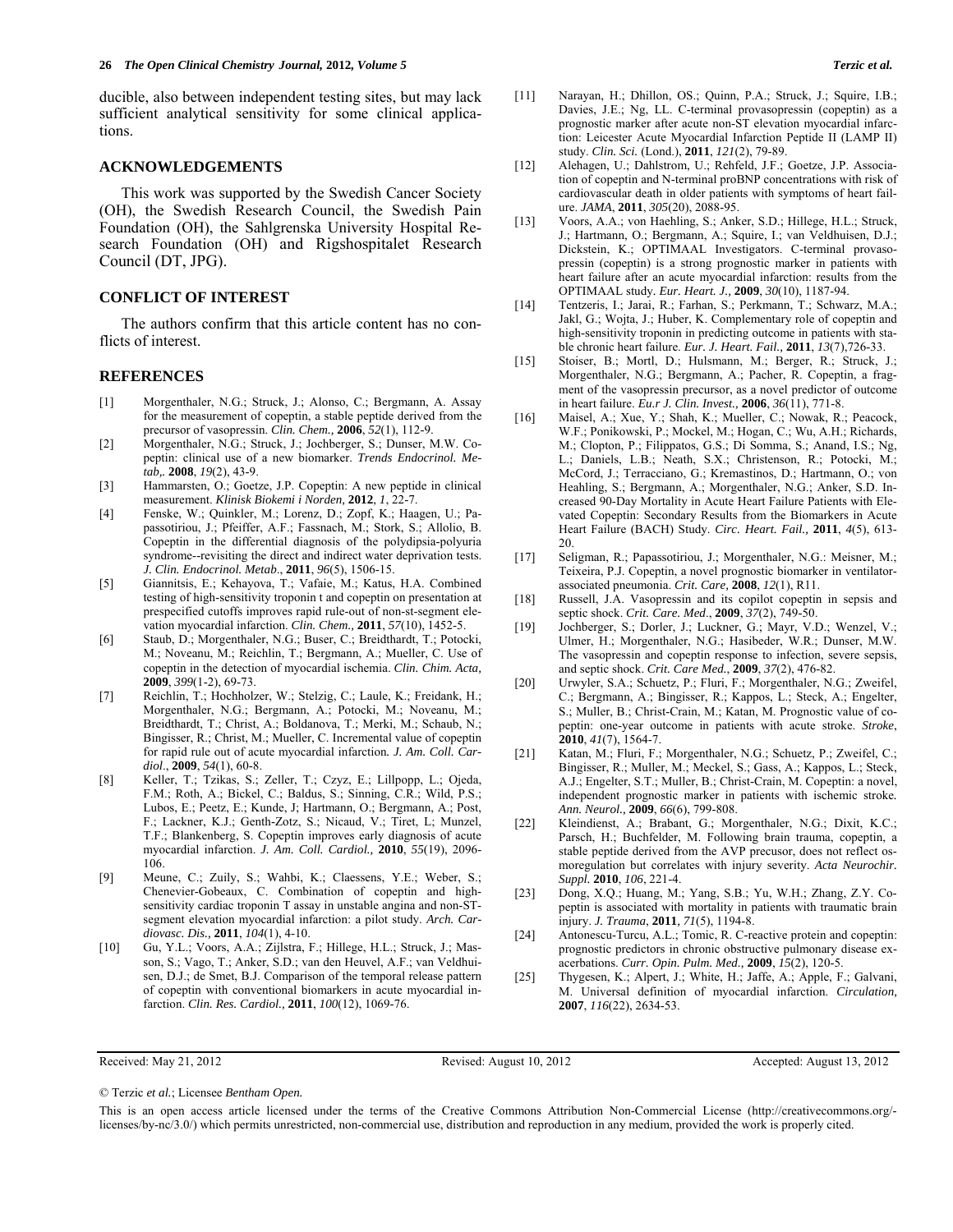ducible, also between independent testing sites, but may lack sufficient analytical sensitivity for some clinical applications.

## ACKNOWLEDGEMENTS

This work was supported by the Swedish Cancer Society (OH), the Swedish Research Council, the Swedish Pain Foundation (OH), the Sahlgrenska University Hospital Research Foundation (OH) and Rigshospitalet Research Council (DT, JPG).

## CONFLICT OF INTEREST

The authors confirm that this article content has no conflicts of interest.

## REFERENCES

[1] Morgenthaler, N.G.; Struck, J.; Alonso, C.; Bergmann, A. Assay for the measurement of copeptin, a stable peptide derived from the precursor of vasopressin. *Clin. Chem.,* **2006**, *52*(1), 112-9.

[2] Morgenthaler, N.G.; Struck, J.; Jochberger, S.; Dunser, M.W. Copeptin: clinical use of a new biomarker. *Trends Endocrinol. Metab,.* **2008**, *19*(2), 43-9.

[3] Hammarsten, O.; Goetze, J.P. Copeptin: A new peptide in clinical measurement. *Klinisk Biokemi i Norden,* **2012**, *1*, 22-7.

[4] Fenske, W.; Quinkler, M.; Lorenz, D.; Zopf, K.; Haagen, U.; Papassotiriou, J.; Pfeiffer, A.F.; Fassnach, M.; Stork, S.; Allolio, B. Copeptin in the differential diagnosis of the polydipsia-polyuria syndrome--revisiting the direct and indirect water deprivation tests. *J. Clin. Endocrinol. Metab*., **2011**, *96*(5), 1506-15.

[5] Giannitsis, E.; Kehayova, T.; Vafaie, M.; Katus, H.A. Combined testing of high-sensitivity troponin t and copeptin on presentation at prespecified cutoffs improves rapid rule-out of non-st-segment elevation myocardial infarction. *Clin. Chem.,* **2011**, *57*(10), 1452-5.

[6] Staub, D.; Morgenthaler, N.G.; Buser, C.; Breidthardt, T.; Potocki, M.; Noveanu, M.; Reichlin, T.; Bergmann, A.; Mueller, C. Use of copeptin in the detection of myocardial ischemia. *Clin. Chim. Acta,* **2009**, *399*(1-2), 69-73.

[7] Reichlin, T.; Hochholzer, W.; Stelzig, C.; Laule, K.; Freidank, H.; Morgenthaler, N.G.; Bergmann, A.; Potocki, M.; Noveanu, M.; Breidthardt, T.; Christ, A.; Boldanova, T.; Merki, M.; Schaub, N.; Bingisser, R.; Christ, M.; Mueller, C. Incremental value of copeptin for rapid rule out of acute myocardial infarction*. J. Am. Coll. Cardiol*., **2009**, *54*(1), 60-8.

[8] Keller, T.; Tzikas, S.; Zeller, T.; Czyz, E.; Lillpopp, L.; Ojeda, F.M.; Roth, A.; Bickel, C.; Baldus, S.; Sinning, C.R.; Wild, P.S.; Lubos, E.; Peetz, E.; Kunde, J; Hartmann, O.; Bergmann, A.; Post, F.; Lackner, K.J.; Genth-Zotz, S.; Nicaud, V.; Tiret, L; Munzel, T.F.; Blankenberg, S. Copeptin improves early diagnosis of acute myocardial infarction. *J. Am. Coll. Cardiol.,* **2010**, *55*(19), 2096-106.

[9] Meune, C.; Zuily, S.; Wahbi, K.; Claessens, Y.E.; Weber, S.; Chenevier-Gobeaux, C. Combination of copeptin and high-sensitivity cardiac troponin T assay in unstable angina and non-ST-segment elevation myocardial infarction: a pilot study. *Arch. Cardiovasc. Dis.,* **2011**, *104*(1), 4-10.

[10] Gu, Y.L.; Voors, A.A.; Zijlstra, F.; Hillege, H.L.; Struck, J.; Masson, S.; Vago, T.; Anker, S.D.; van den Heuvel, A.F.; van Veldhuisen, D.J.; de Smet, B.J. Comparison of the temporal release pattern of copeptin with conventional biomarkers in acute myocardial infarction. *Clin. Res. Cardiol.,* **2011**, *100*(12), 1069-76.

[11] Narayan, H.; Dhillon, OS.; Quinn, P.A.; Struck, J.; Squire, I.B.; Davies, J.E.; Ng, LL. C-terminal provasopressin (copeptin) as a prognostic marker after acute non-ST elevation myocardial infarction: Leicester Acute Myocardial Infarction Peptide II (LAMP II) study. *Clin. Sci.* (Lond.), **2011**, *121*(2), 79-89.

[12] Alehagen, U.; Dahlstrom, U.; Rehfeld, J.F.; Goetze, J.P. Association of copeptin and N-terminal proBNP concentrations with risk of cardiovascular death in older patients with symptoms of heart failure. *JAMA*, **2011**, *305*(20), 2088-95.

[13] Voors, A.A.; von Haehling, S.; Anker, S.D.; Hillege, H.L.; Struck, J.; Hartmann, O.; Bergmann, A.; Squire, I.; van Veldhuisen, D.J.; Dickstein, K.; OPTIMAAL Investigators. C-terminal provasopressin (copeptin) is a strong prognostic marker in patients with heart failure after an acute myocardial infarction: results from the OPTIMAAL study. *Eur. Heart. J.,* **2009**, *30*(10), 1187-94.

[14] Tentzeris, I.; Jarai, R.; Farhan, S.; Perkmann, T.; Schwarz, M.A.; Jakl, G.; Wojta, J.; Huber, K. Complementary role of copeptin and high-sensitivity troponin in predicting outcome in patients with stable chronic heart failure. *Eur. J. Heart. Fail.,* **2011**, *13*(7),726-33.

[15] Stoiser, B.; Mortl, D.; Hulsmann, M.; Berger, R.; Struck, J.; Morgenthaler, N.G.; Bergmann, A.; Pacher, R. Copeptin, a fragment of the vasopressin precursor, as a novel predictor of outcome in heart failure. *Eu.r J. Clin. Invest.,* **2006**, *36*(11), 771-8.

[16] Maisel, A.; Xue, Y.; Shah, K.; Mueller, C.; Nowak, R.; Peacock, W.F.; Ponikowski, P.; Mockel, M.; Hogan, C.; Wu, A.H.; Richards, M.; Clopton, P.; Filippatos, G.S.; Di Somma, S.; Anand, I.S.; Ng, L.; Daniels, L.B.; Neath, S.X.; Christenson, R.; Potocki, M.; McCord, J.; Terracciano, G.; Kremastinos, D.; Hartmann, O.; von Heahling, S.; Bergmann, A.; Morgenthaler, N.G.; Anker, S.D. Increased 90-Day Mortality in Acute Heart Failure Patients with Elevated Copeptin: Secondary Results from the Biomarkers in Acute Heart Failure (BACH) Study. *Circ. Heart. Fail.,* **2011**, *4*(5), 613-20.

[17] Seligman, R.; Papassotiriou, J.; Morgenthaler, N.G.: Meisner, M.; Teixeira, P.J. Copeptin, a novel prognostic biomarker in ventilator-associated pneumonia. *Crit. Care*, **2008**, *12*(1), R11.

[18] Russell, J.A. Vasopressin and its copilot copeptin in sepsis and septic shock. *Crit. Care. Med*., **2009**, *37*(2), 749-50.

[19] Jochberger, S.; Dorler, J.; Luckner, G.; Mayr, V.D.; Wenzel, V.; Ulmer, H.; Morgenthaler, N.G.; Hasibeder, W.R.; Dunser, M.W. The vasopressin and copeptin response to infection, severe sepsis, and septic shock. *Crit. Care Med.*, **2009**, *37*(2), 476-82.

[20] Urwyler, S.A.; Schuetz, P.; Fluri, F.; Morgenthaler, N.G.; Zweifel, C.; Bergmann, A.; Bingisser, R.; Kappos, L.; Steck, A.; Engelter, S.; Muller, B.; Christ-Crain, M.; Katan, M. Prognostic value of copeptin: one-year outcome in patients with acute stroke. *Stroke*, **2010**, *41*(7), 1564-7.

[21] Katan, M.; Fluri, F.; Morgenthaler, N.G.; Schuetz, P.; Zweifel, C.; Bingisser, R.; Muller, M.; Meckel, S.; Gass, A.; Kappos, L.; Steck, A.J.; Engelter, S.T.; Muller, B.; Christ-Crain, M. Copeptin: a novel, independent prognostic marker in patients with ischemic stroke*. Ann. Neurol.,* **2009**, *66*(6), 799-808.

[22] Kleindienst, A.; Brabant, G.; Morgenthaler, N.G.; Dixit, K.C.; Parsch, H.; Buchfelder, M. Following brain trauma, copeptin, a stable peptide derived from the AVP precusor, does not reflect osmoregulation but correlates with injury severity. *Acta Neurochir. Suppl.* **2010**, *106*, 221-4.

[23] Dong, X.Q.; Huang, M.; Yang, S.B.; Yu, W.H.; Zhang, Z.Y. Copeptin is associated with mortality in patients with traumatic brain injury. *J. Trauma*, **2011**, *71*(5), 1194-8.

[24] Antonescu-Turcu, A.L.; Tomic, R. C-reactive protein and copeptin: prognostic predictors in chronic obstructive pulmonary disease exacerbations. *Curr. Opin. Pulm. Med.,* **2009**, *15*(2), 120-5.

[25] Thygesen, K.; Alpert, J.; White, H.; Jaffe, A.; Apple, F.; Galvani, M. Universal definition of myocardial infarction. *Circulation,* **2007**, *116*(22), 2634-53.

Received: May 21, 2012 Revised: August 10, 2012 Accepted: August 13, 2012

© Terzic *et al.*; Licensee *Bentham Open.*

This is an open access article licensed under the terms of the Creative Commons Attribution Non-Commercial License (http://creativecommons.org/-licenses/by-nc/3.0/) which permits unrestricted, non-commercial use, distribution and reproduction in any medium, provided the work is properly cited.